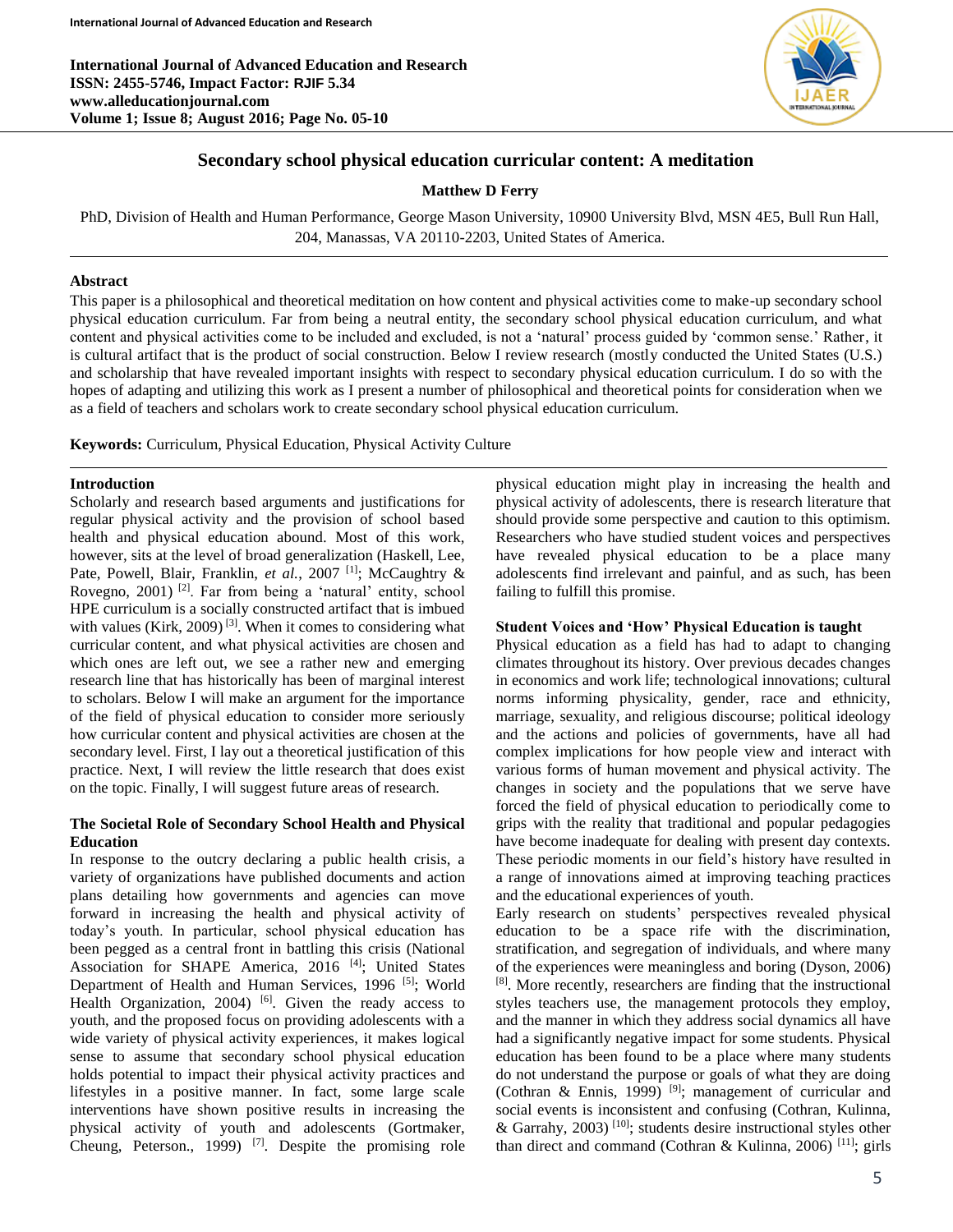# Secondary school physical education curricular content: A meditation

**Matthew D Ferry**

PhD, Division of Health and Human Performance, George Mason University, 10900 University Blvd, MSN 4E5, Bull Run Hall, 204, Manassas, VA 20110-2203, United States of America.

## Abstract

This paper is a philosophical and theoretical meditation on how content and physical activities come to make-up secondary school physical education curriculum. Far from being a neutral entity, the secondary school physical education curriculum, and what content and physical activities come to be included and excluded, is not a 'natural' process guided by 'common sense.' Rather, it is cultural artifact that is the product of social construction. Below I review research (mostly conducted the United States (U.S.) and scholarship that have revealed important insights with respect to secondary physical education curriculum. I do so with the hopes of adapting and utilizing this work as I present a number of philosophical and theoretical points for consideration when we as a field of teachers and scholars work to create secondary school physical education curriculum.

**Keywords:** Curriculum, Physical Education, Physical Activity Culture

## Introduction

Scholarly and research based arguments and justifications for regular physical activity and the provision of school based health and physical education abound. Most of this work, however, sits at the level of broad generalization (Haskell, Lee, Pate, Powell, Blair, Franklin, *et al.*, 2007 [1]; McCaughtry & Rovegno, 2001) [2]. Far from being a 'natural' entity, school HPE curriculum is a socially constructed artifact that is imbued with values (Kirk, 2009) [3]. When it comes to considering what curricular content, and what physical activities are chosen and which ones are left out, we see a rather new and emerging research line that has historically has been of marginal interest to scholars. Below I will make an argument for the importance of the field of physical education to consider more seriously how curricular content and physical activities are chosen at the secondary level. First, I lay out a theoretical justification of this practice. Next, I will review the little research that does exist on the topic. Finally, I will suggest future areas of research.

## The Societal Role of Secondary School Health and Physical Education

In response to the outcry declaring a public health crisis, a variety of organizations have published documents and action plans detailing how governments and agencies can move forward in increasing the health and physical activity of today's youth. In particular, school physical education has been pegged as a central front in battling this crisis (National Association for SHAPE America, 2016 [4]; United States Department of Health and Human Services, 1996 [5]; World Health Organization, 2004) [6]. Given the ready access to youth, and the proposed focus on providing adolescents with a wide variety of physical activity experiences, it makes logical sense to assume that secondary school physical education holds potential to impact their physical activity practices and lifestyles in a positive manner. In fact, some large scale interventions have shown positive results in increasing the physical activity of youth and adolescents (Gortmaker, Cheung, Peterson., 1999) [7]. Despite the promising role physical education might play in increasing the health and physical activity of adolescents, there is research literature that should provide some perspective and caution to this optimism. Researchers who have studied student voices and perspectives have revealed physical education to be a place many adolescents find irrelevant and painful, and as such, has been failing to fulfill this promise.

## Student Voices and 'How' Physical Education is taught

Physical education as a field has had to adapt to changing climates throughout its history. Over previous decades changes in economics and work life; technological innovations; cultural norms informing physicality, gender, race and ethnicity, marriage, sexuality, and religious discourse; political ideology and the actions and policies of governments, have all had complex implications for how people view and interact with various forms of human movement and physical activity. The changes in society and the populations that we serve have forced the field of physical education to periodically come to grips with the reality that traditional and popular pedagogies have become inadequate for dealing with present day contexts. These periodic moments in our field's history have resulted in a range of innovations aimed at improving teaching practices and the educational experiences of youth.

Early research on students' perspectives revealed physical education to be a space rife with the discrimination, stratification, and segregation of individuals, and where many of the experiences were meaningless and boring (Dyson, 2006) [8]. More recently, researchers are finding that the instructional styles teachers use, the management protocols they employ, and the manner in which they address social dynamics all have had a significantly negative impact for some students. Physical education has been found to be a place where many students do not understand the purpose or goals of what they are doing (Cothran & Ennis, 1999) [9]; management of curricular and social events is inconsistent and confusing (Cothran, Kulinna, & Garrahy, 2003) [10]; students desire instructional styles other than direct and command (Cothran & Kulinna, 2006) [11]; girls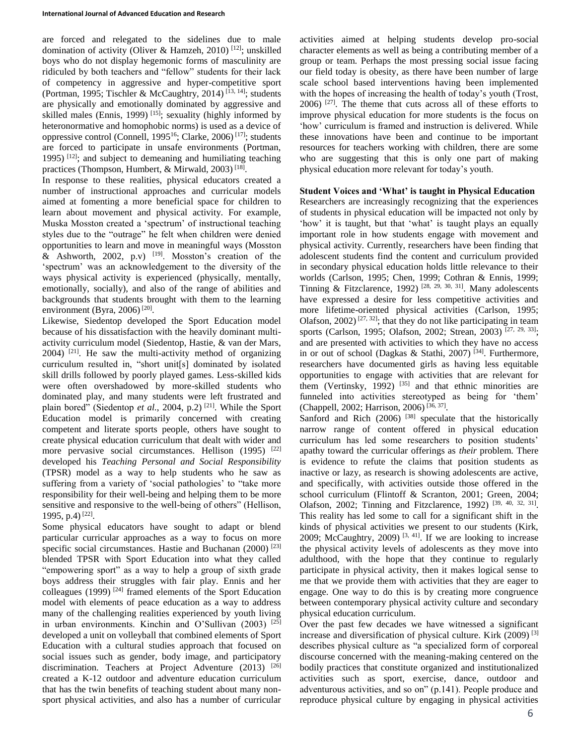are forced and relegated to the sidelines due to male domination of activity (Oliver & Hamzeh, 2010) [12]; unskilled boys who do not display hegemonic forms of masculinity are ridiculed by both teachers and "fellow" students for their lack of competency in aggressive and hyper-competitive sport (Portman, 1995; Tischler & McCaughtry, 2014) [13, 14]; students are physically and emotionally dominated by aggressive and skilled males (Ennis, 1999) [15]; sexuality (highly informed by heteronormative and homophobic norms) is used as a device of oppressive control (Connell, 1995[16]; Clarke, 2006) [17]; students are forced to participate in unsafe environments (Portman, 1995) [12]; and subject to demeaning and humiliating teaching practices (Thompson, Humbert, & Mirwald, 2003) [18].

In response to these realities, physical educators created a number of instructional approaches and curricular models aimed at fomenting a more beneficial space for children to learn about movement and physical activity. For example, Muska Mosston created a 'spectrum' of instructional teaching styles due to the "outrage" he felt when children were denied opportunities to learn and move in meaningful ways (Mosston & Ashworth, 2002, p.v) [19]. Mosston's creation of the 'spectrum' was an acknowledgement to the diversity of the ways physical activity is experienced (physically, mentally, emotionally, socially), and also of the range of abilities and backgrounds that students brought with them to the learning environment (Byra, 2006) [20].

Likewise, Siedentop developed the Sport Education model because of his dissatisfaction with the heavily dominant multi-activity curriculum model (Siedentop, Hastie, & van der Mars, 2004) [21]. He saw the multi-activity method of organizing curriculum resulted in, "short unit[s] dominated by isolated skill drills followed by poorly played games. Less-skilled kids were often overshadowed by more-skilled students who dominated play, and many students were left frustrated and plain bored" (Siedentop *et al.*, 2004, p.2) [21]. While the Sport Education model is primarily concerned with creating competent and literate sports people, others have sought to create physical education curriculum that dealt with wider and more pervasive social circumstances. Hellison (1995) [22] developed his *Teaching Personal and Social Responsibility* (TPSR) model as a way to help students who he saw as suffering from a variety of 'social pathologies' to "take more responsibility for their well-being and helping them to be more sensitive and responsive to the well-being of others" (Hellison, 1995, p.4) [22].

Some physical educators have sought to adapt or blend particular curricular approaches as a way to focus on more specific social circumstances. Hastie and Buchanan (2000) [23] blended TPSR with Sport Education into what they called "empowering sport" as a way to help a group of sixth grade boys address their struggles with fair play. Ennis and her colleagues (1999) [24] framed elements of the Sport Education model with elements of peace education as a way to address many of the challenging realities experienced by youth living in urban environments. Kinchin and O'Sullivan (2003) [25] developed a unit on volleyball that combined elements of Sport Education with a cultural studies approach that focused on social issues such as gender, body image, and participatory discrimination. Teachers at Project Adventure (2013) [26] created a K-12 outdoor and adventure education curriculum that has the twin benefits of teaching student about many non-sport physical activities, and also has a number of curricular activities aimed at helping students develop pro-social character elements as well as being a contributing member of a group or team. Perhaps the most pressing social issue facing our field today is obesity, as there have been number of large scale school based interventions having been implemented with the hopes of increasing the health of today's youth (Trost, 2006) [27]. The theme that cuts across all of these efforts to improve physical education for more students is the focus on 'how' curriculum is framed and instruction is delivered. While these innovations have been and continue to be important resources for teachers working with children, there are some who are suggesting that this is only one part of making physical education more relevant for today's youth.

**Student Voices and 'What' is taught in Physical Education**

Researchers are increasingly recognizing that the experiences of students in physical education will be impacted not only by 'how' it is taught, but that 'what' is taught plays an equally important role in how students engage with movement and physical activity. Currently, researchers have been finding that adolescent students find the content and curriculum provided in secondary physical education holds little relevance to their worlds (Carlson, 1995; Chen, 1999; Cothran & Ennis, 1999; Tinning & Fitzclarence, 1992) [28, 29, 30, 31]. Many adolescents have expressed a desire for less competitive activities and more lifetime-oriented physical activities (Carlson, 1995; Olafson, 2002) [27, 32]; that they do not like participating in team sports (Carlson, 1995; Olafson, 2002; Strean, 2003) [27, 29, 33]; and are presented with activities to which they have no access in or out of school (Dagkas & Stathi, 2007) [34]. Furthermore, researchers have documented girls as having less equitable opportunities to engage with activities that are relevant for them (Vertinsky, 1992) [35] and that ethnic minorities are funneled into activities stereotyped as being for 'them' (Chappell, 2002; Harrison, 2006) [36, 37].

Sanford and Rich (2006) [38] speculate that the historically narrow range of content offered in physical education curriculum has led some researchers to position students' apathy toward the curricular offerings as *their* problem. There is evidence to refute the claims that position students as inactive or lazy, as research is showing adolescents are active, and specifically, with activities outside those offered in the school curriculum (Flintoff & Scranton, 2001; Green, 2004; Olafson, 2002; Tinning and Fitzclarence, 1992) [39, 40, 32, 31]. This reality has led some to call for a significant shift in the kinds of physical activities we present to our students (Kirk, 2009; McCaughtry, 2009) [3, 41]. If we are looking to increase the physical activity levels of adolescents as they move into adulthood, with the hope that they continue to regularly participate in physical activity, then it makes logical sense to me that we provide them with activities that they are eager to engage. One way to do this is by creating more congruence between contemporary physical activity culture and secondary physical education curriculum.

Over the past few decades we have witnessed a significant increase and diversification of physical culture. Kirk (2009) [3] describes physical culture as "a specialized form of corporeal discourse concerned with the meaning-making centered on the bodily practices that constitute organized and institutionalized activities such as sport, exercise, dance, outdoor and adventurous activities, and so on" (p.141). People produce and reproduce physical culture by engaging in physical activities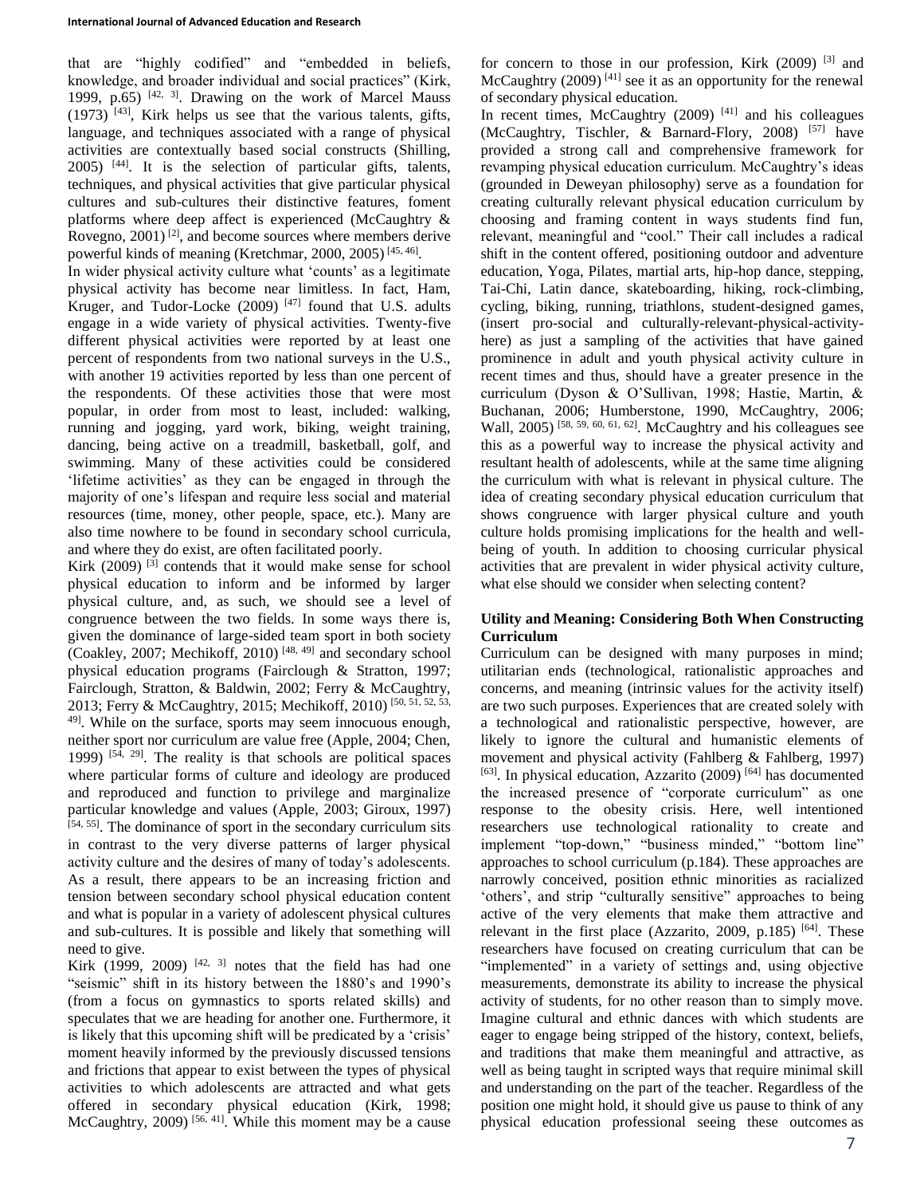that are "highly codified" and "embedded in beliefs, knowledge, and broader individual and social practices" (Kirk, 1999, p.65) [42, 3]. Drawing on the work of Marcel Mauss (1973) [43], Kirk helps us see that the various talents, gifts, language, and techniques associated with a range of physical activities are contextually based social constructs (Shilling, 2005) [44]. It is the selection of particular gifts, talents, techniques, and physical activities that give particular physical cultures and sub-cultures their distinctive features, foment platforms where deep affect is experienced (McCaughtry & Rovegno, 2001) [2], and become sources where members derive powerful kinds of meaning (Kretchmar, 2000, 2005) [45, 46].

In wider physical activity culture what 'counts' as a legitimate physical activity has become near limitless. In fact, Ham, Kruger, and Tudor-Locke (2009) [47] found that U.S. adults engage in a wide variety of physical activities. Twenty-five different physical activities were reported by at least one percent of respondents from two national surveys in the U.S., with another 19 activities reported by less than one percent of the respondents. Of these activities those that were most popular, in order from most to least, included: walking, running and jogging, yard work, biking, weight training, dancing, being active on a treadmill, basketball, golf, and swimming. Many of these activities could be considered 'lifetime activities' as they can be engaged in through the majority of one's lifespan and require less social and material resources (time, money, other people, space, etc.). Many are also time nowhere to be found in secondary school curricula, and where they do exist, are often facilitated poorly.

Kirk (2009) [3] contends that it would make sense for school physical education to inform and be informed by larger physical culture, and, as such, we should see a level of congruence between the two fields. In some ways there is, given the dominance of large-sided team sport in both society (Coakley, 2007; Mechikoff, 2010) [48, 49] and secondary school physical education programs (Fairclough & Stratton, 1997; Fairclough, Stratton, & Baldwin, 2002; Ferry & McCaughtry, 2013; Ferry & McCaughtry, 2015; Mechikoff, 2010) [50, 51, 52, 53, 49]. While on the surface, sports may seem innocuous enough, neither sport nor curriculum are value free (Apple, 2004; Chen, 1999) [54, 29]. The reality is that schools are political spaces where particular forms of culture and ideology are produced and reproduced and function to privilege and marginalize particular knowledge and values (Apple, 2003; Giroux, 1997) [54, 55]. The dominance of sport in the secondary curriculum sits in contrast to the very diverse patterns of larger physical activity culture and the desires of many of today's adolescents. As a result, there appears to be an increasing friction and tension between secondary school physical education content and what is popular in a variety of adolescent physical cultures and sub-cultures. It is possible and likely that something will need to give.

Kirk (1999, 2009) [42, 3] notes that the field has had one "seismic" shift in its history between the 1880's and 1990's (from a focus on gymnastics to sports related skills) and speculates that we are heading for another one. Furthermore, it is likely that this upcoming shift will be predicated by a 'crisis' moment heavily informed by the previously discussed tensions and frictions that appear to exist between the types of physical activities to which adolescents are attracted and what gets offered in secondary physical education (Kirk, 1998; McCaughtry, 2009) [56, 41]. While this moment may be a cause for concern to those in our profession, Kirk (2009) [3] and McCaughtry (2009) [41] see it as an opportunity for the renewal of secondary physical education.

In recent times, McCaughtry (2009) [41] and his colleagues (McCaughtry, Tischler, & Barnard-Flory, 2008) [57] have provided a strong call and comprehensive framework for revamping physical education curriculum. McCaughtry's ideas (grounded in Deweyan philosophy) serve as a foundation for creating culturally relevant physical education curriculum by choosing and framing content in ways students find fun, relevant, meaningful and "cool." Their call includes a radical shift in the content offered, positioning outdoor and adventure education, Yoga, Pilates, martial arts, hip-hop dance, stepping, Tai-Chi, Latin dance, skateboarding, hiking, rock-climbing, cycling, biking, running, triathlons, student-designed games, (insert pro-social and culturally-relevant-physical-activity-here) as just a sampling of the activities that have gained prominence in adult and youth physical activity culture in recent times and thus, should have a greater presence in the curriculum (Dyson & O'Sullivan, 1998; Hastie, Martin, & Buchanan, 2006; Humberstone, 1990, McCaughtry, 2006; Wall, 2005) [58, 59, 60, 61, 62]. McCaughtry and his colleagues see this as a powerful way to increase the physical activity and resultant health of adolescents, while at the same time aligning the curriculum with what is relevant in physical culture. The idea of creating secondary physical education curriculum that shows congruence with larger physical culture and youth culture holds promising implications for the health and well-being of youth. In addition to choosing curricular physical activities that are prevalent in wider physical activity culture, what else should we consider when selecting content?

## Utility and Meaning: Considering Both When Constructing Curriculum

Curriculum can be designed with many purposes in mind; utilitarian ends (technological, rationalistic approaches and concerns, and meaning (intrinsic values for the activity itself) are two such purposes. Experiences that are created solely with a technological and rationalistic perspective, however, are likely to ignore the cultural and humanistic elements of movement and physical activity (Fahlberg & Fahlberg, 1997) [63]. In physical education, Azzarito (2009) [64] has documented the increased presence of "corporate curriculum" as one response to the obesity crisis. Here, well intentioned researchers use technological rationality to create and implement "top-down," "business minded," "bottom line" approaches to school curriculum (p.184). These approaches are narrowly conceived, position ethnic minorities as racialized 'others', and strip "culturally sensitive" approaches to being active of the very elements that make them attractive and relevant in the first place (Azzarito, 2009, p.185) [64]. These researchers have focused on creating curriculum that can be "implemented" in a variety of settings and, using objective measurements, demonstrate its ability to increase the physical activity of students, for no other reason than to simply move. Imagine cultural and ethnic dances with which students are eager to engage being stripped of the history, context, beliefs, and traditions that make them meaningful and attractive, as well as being taught in scripted ways that require minimal skill and understanding on the part of the teacher. Regardless of the position one might hold, it should give us pause to think of any physical education professional seeing these outcomes as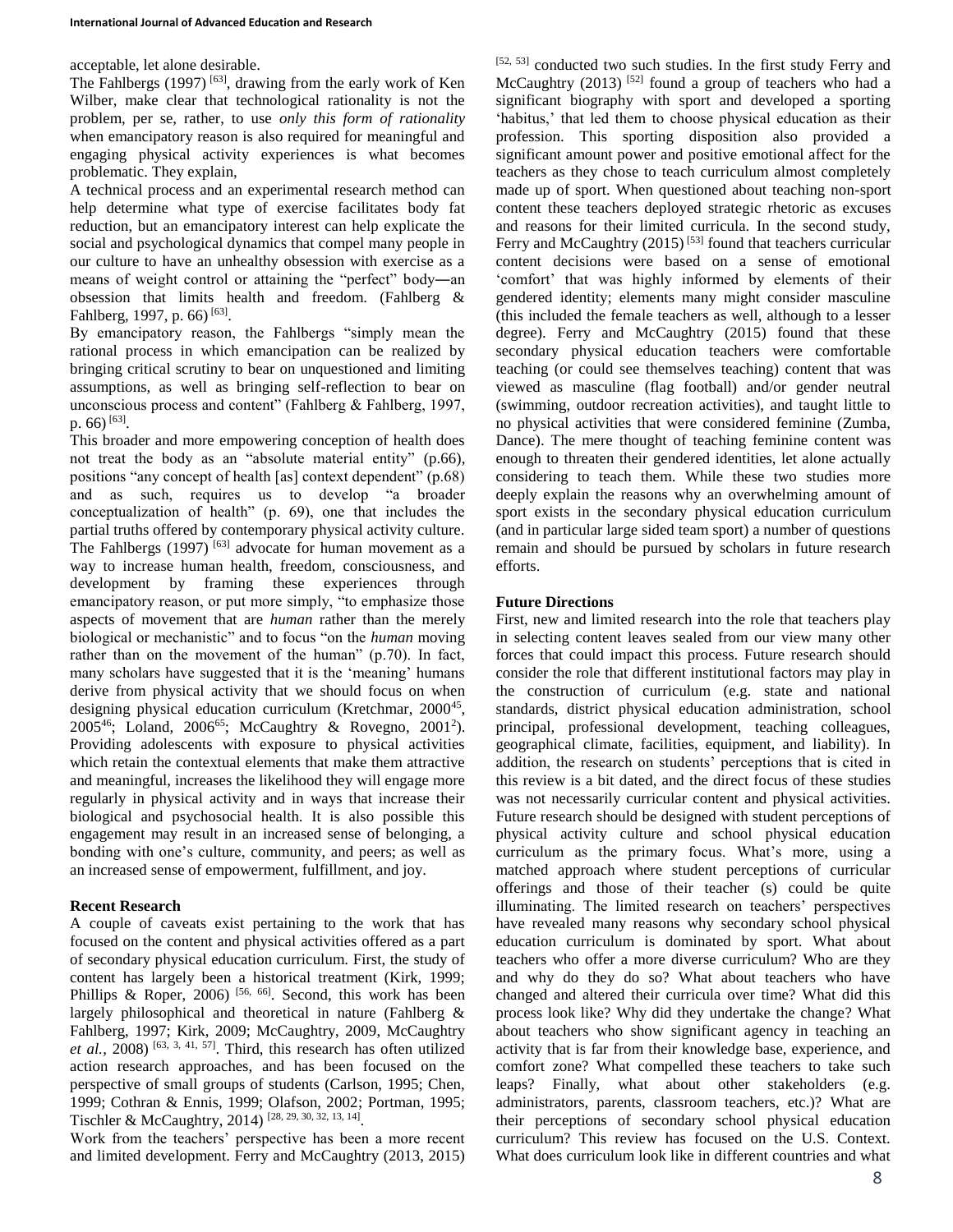acceptable, let alone desirable.

The Fahlbergs (1997) [63], drawing from the early work of Ken Wilber, make clear that technological rationality is not the problem, per se, rather, to use *only this form of rationality* when emancipatory reason is also required for meaningful and engaging physical activity experiences is what becomes problematic. They explain,

A technical process and an experimental research method can help determine what type of exercise facilitates body fat reduction, but an emancipatory interest can help explicate the social and psychological dynamics that compel many people in our culture to have an unhealthy obsession with exercise as a means of weight control or attaining the "perfect" body―an obsession that limits health and freedom. (Fahlberg & Fahlberg, 1997, p. 66) [63].

By emancipatory reason, the Fahlbergs "simply mean the rational process in which emancipation can be realized by bringing critical scrutiny to bear on unquestioned and limiting assumptions, as well as bringing self-reflection to bear on unconscious process and content" (Fahlberg & Fahlberg, 1997, p. 66) [63].

This broader and more empowering conception of health does not treat the body as an "absolute material entity" (p.66), positions "any concept of health [as] context dependent" (p.68) and as such, requires us to develop "a broader conceptualization of health" (p. 69), one that includes the partial truths offered by contemporary physical activity culture. The Fahlbergs (1997) [63] advocate for human movement as a way to increase human health, freedom, consciousness, and development by framing these experiences through emancipatory reason, or put more simply, "to emphasize those aspects of movement that are *human* rather than the merely biological or mechanistic" and to focus "on the *human* moving rather than on the movement of the human" (p.70). In fact, many scholars have suggested that it is the 'meaning' humans derive from physical activity that we should focus on when designing physical education curriculum (Kretchmar, 2000[45], 2005[46]; Loland, 2006[65]; McCaughtry & Rovegno, 2001[2]). Providing adolescents with exposure to physical activities which retain the contextual elements that make them attractive and meaningful, increases the likelihood they will engage more regularly in physical activity and in ways that increase their biological and psychosocial health. It is also possible this engagement may result in an increased sense of belonging, a bonding with one's culture, community, and peers; as well as an increased sense of empowerment, fulfillment, and joy.

## Recent Research

A couple of caveats exist pertaining to the work that has focused on the content and physical activities offered as a part of secondary physical education curriculum. First, the study of content has largely been a historical treatment (Kirk, 1999; Phillips & Roper, 2006) [56, 66]. Second, this work has been largely philosophical and theoretical in nature (Fahlberg & Fahlberg, 1997; Kirk, 2009; McCaughtry, 2009, McCaughtry *et al.*, 2008) [63, 3, 41, 57]. Third, this research has often utilized action research approaches, and has been focused on the perspective of small groups of students (Carlson, 1995; Chen, 1999; Cothran & Ennis, 1999; Olafson, 2002; Portman, 1995; Tischler & McCaughtry, 2014) [28, 29, 30, 32, 13, 14].

Work from the teachers' perspective has been a more recent and limited development. Ferry and McCaughtry (2013, 2015) [52, 53] conducted two such studies. In the first study Ferry and McCaughtry (2013) [52] found a group of teachers who had a significant biography with sport and developed a sporting 'habitus,' that led them to choose physical education as their profession. This sporting disposition also provided a significant amount power and positive emotional affect for the teachers as they chose to teach curriculum almost completely made up of sport. When questioned about teaching non-sport content these teachers deployed strategic rhetoric as excuses and reasons for their limited curricula. In the second study, Ferry and McCaughtry (2015) [53] found that teachers curricular content decisions were based on a sense of emotional 'comfort' that was highly informed by elements of their gendered identity; elements many might consider masculine (this included the female teachers as well, although to a lesser degree). Ferry and McCaughtry (2015) found that these secondary physical education teachers were comfortable teaching (or could see themselves teaching) content that was viewed as masculine (flag football) and/or gender neutral (swimming, outdoor recreation activities), and taught little to no physical activities that were considered feminine (Zumba, Dance). The mere thought of teaching feminine content was enough to threaten their gendered identities, let alone actually considering to teach them. While these two studies more deeply explain the reasons why an overwhelming amount of sport exists in the secondary physical education curriculum (and in particular large sided team sport) a number of questions remain and should be pursued by scholars in future research efforts.

## Future Directions

First, new and limited research into the role that teachers play in selecting content leaves sealed from our view many other forces that could impact this process. Future research should consider the role that different institutional factors may play in the construction of curriculum (e.g. state and national standards, district physical education administration, school principal, professional development, teaching colleagues, geographical climate, facilities, equipment, and liability). In addition, the research on students' perceptions that is cited in this review is a bit dated, and the direct focus of these studies was not necessarily curricular content and physical activities. Future research should be designed with student perceptions of physical activity culture and school physical education curriculum as the primary focus. What's more, using a matched approach where student perceptions of curricular offerings and those of their teacher (s) could be quite illuminating. The limited research on teachers' perspectives have revealed many reasons why secondary school physical education curriculum is dominated by sport. What about teachers who offer a more diverse curriculum? Who are they and why do they do so? What about teachers who have changed and altered their curricula over time? What did this process look like? Why did they undertake the change? What about teachers who show significant agency in teaching an activity that is far from their knowledge base, experience, and comfort zone? What compelled these teachers to take such leaps? Finally, what about other stakeholders (e.g. administrators, parents, classroom teachers, etc.)? What are their perceptions of secondary school physical education curriculum? This review has focused on the U.S. Context. What does curriculum look like in different countries and what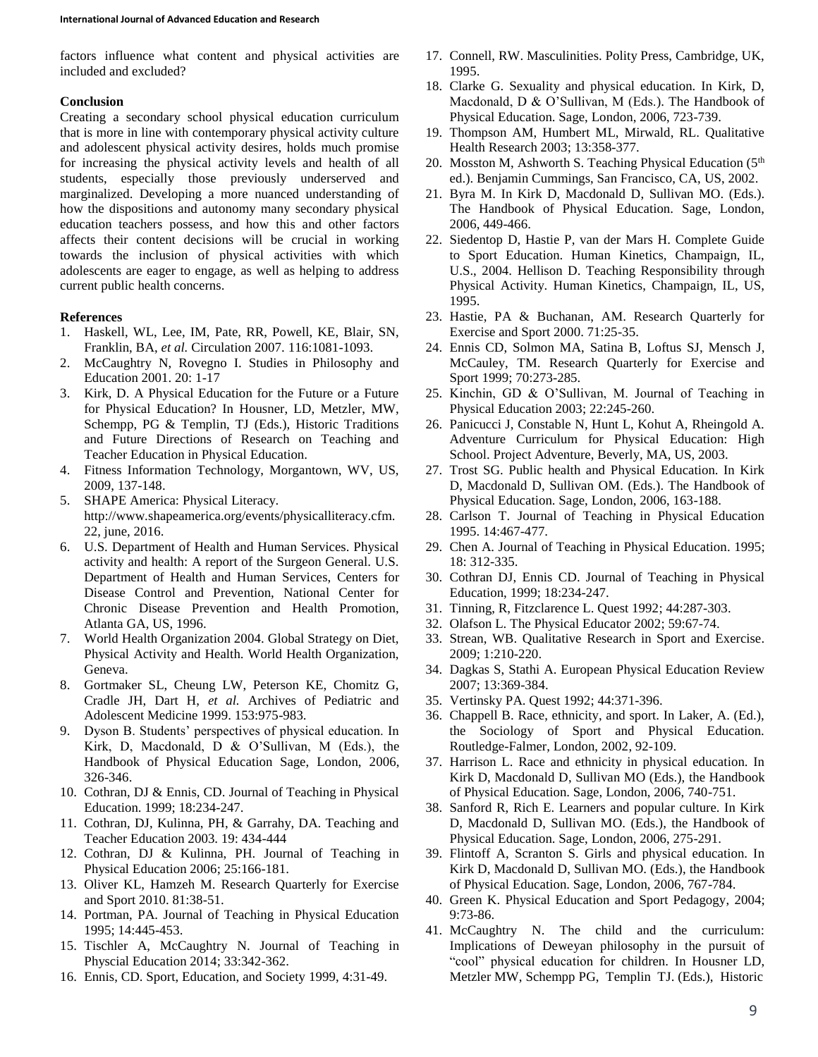factors influence what content and physical activities are included and excluded?

## Conclusion

Creating a secondary school physical education curriculum that is more in line with contemporary physical activity culture and adolescent physical activity desires, holds much promise for increasing the physical activity levels and health of all students, especially those previously underserved and marginalized. Developing a more nuanced understanding of how the dispositions and autonomy many secondary physical education teachers possess, and how this and other factors affects their content decisions will be crucial in working towards the inclusion of physical activities with which adolescents are eager to engage, as well as helping to address current public health concerns.

## References

1. Haskell, WL, Lee, IM, Pate, RR, Powell, KE, Blair, SN, Franklin, BA, *et al.* Circulation 2007. 116:1081-1093.
2. McCaughtry N, Rovegno I. Studies in Philosophy and Education 2001. 20: 1-17
3. Kirk, D. A Physical Education for the Future or a Future for Physical Education? In Housner, LD, Metzler, MW, Schempp, PG & Templin, TJ (Eds.), Historic Traditions and Future Directions of Research on Teaching and Teacher Education in Physical Education.
4. Fitness Information Technology, Morgantown, WV, US, 2009, 137-148.
5. SHAPE America: Physical Literacy. http://www.shapeamerica.org/events/physicalliteracy.cfm. 22, june, 2016.
6. U.S. Department of Health and Human Services. Physical activity and health: A report of the Surgeon General. U.S. Department of Health and Human Services, Centers for Disease Control and Prevention, National Center for Chronic Disease Prevention and Health Promotion, Atlanta GA, US, 1996.
7. World Health Organization 2004. Global Strategy on Diet, Physical Activity and Health. World Health Organization, Geneva.
8. Gortmaker SL, Cheung LW, Peterson KE, Chomitz G, Cradle JH, Dart H, *et al.* Archives of Pediatric and Adolescent Medicine 1999. 153:975-983.
9. Dyson B. Students' perspectives of physical education. In Kirk, D, Macdonald, D & O'Sullivan, M (Eds.), the Handbook of Physical Education Sage, London, 2006, 326-346.
10. Cothran, DJ & Ennis, CD. Journal of Teaching in Physical Education. 1999; 18:234-247.
11. Cothran, DJ, Kulinna, PH, & Garrahy, DA. Teaching and Teacher Education 2003. 19: 434-444
12. Cothran, DJ & Kulinna, PH. Journal of Teaching in Physical Education 2006; 25:166-181.
13. Oliver KL, Hamzeh M. Research Quarterly for Exercise and Sport 2010. 81:38-51.
14. Portman, PA. Journal of Teaching in Physical Education 1995; 14:445-453.
15. Tischler A, McCaughtry N. Journal of Teaching in Physcial Education 2014; 33:342-362.
16. Ennis, CD. Sport, Education, and Society 1999, 4:31-49.
17. Connell, RW. Masculinities. Polity Press, Cambridge, UK, 1995.
18. Clarke G. Sexuality and physical education. In Kirk, D, Macdonald, D & O'Sullivan, M (Eds.). The Handbook of Physical Education. Sage, London, 2006, 723-739.
19. Thompson AM, Humbert ML, Mirwald, RL. Qualitative Health Research 2003; 13:358-377.
20. Mosston M, Ashworth S. Teaching Physical Education (5th ed.). Benjamin Cummings, San Francisco, CA, US, 2002.
21. Byra M. In Kirk D, Macdonald D, Sullivan MO. (Eds.). The Handbook of Physical Education. Sage, London, 2006, 449-466.
22. Siedentop D, Hastie P, van der Mars H. Complete Guide to Sport Education. Human Kinetics, Champaign, IL, U.S., 2004. Hellison D. Teaching Responsibility through Physical Activity. Human Kinetics, Champaign, IL, US, 1995.
23. Hastie, PA & Buchanan, AM. Research Quarterly for Exercise and Sport 2000. 71:25-35.
24. Ennis CD, Solmon MA, Satina B, Loftus SJ, Mensch J, McCauley, TM. Research Quarterly for Exercise and Sport 1999; 70:273-285.
25. Kinchin, GD & O'Sullivan, M. Journal of Teaching in Physical Education 2003; 22:245-260.
26. Panicucci J, Constable N, Hunt L, Kohut A, Rheingold A. Adventure Curriculum for Physical Education: High School. Project Adventure, Beverly, MA, US, 2003.
27. Trost SG. Public health and Physical Education. In Kirk D, Macdonald D, Sullivan OM. (Eds.). The Handbook of Physical Education. Sage, London, 2006, 163-188.
28. Carlson T. Journal of Teaching in Physical Education 1995. 14:467-477.
29. Chen A. Journal of Teaching in Physical Education. 1995; 18: 312-335.
30. Cothran DJ, Ennis CD. Journal of Teaching in Physical Education, 1999; 18:234-247.
31. Tinning, R, Fitzclarence L. Quest 1992; 44:287-303.
32. Olafson L. The Physical Educator 2002; 59:67-74.
33. Strean, WB. Qualitative Research in Sport and Exercise. 2009; 1:210-220.
34. Dagkas S, Stathi A. European Physical Education Review 2007; 13:369-384.
35. Vertinsky PA. Quest 1992; 44:371-396.
36. Chappell B. Race, ethnicity, and sport. In Laker, A. (Ed.), the Sociology of Sport and Physical Education. Routledge-Falmer, London, 2002, 92-109.
37. Harrison L. Race and ethnicity in physical education. In Kirk D, Macdonald D, Sullivan MO (Eds.), the Handbook of Physical Education. Sage, London, 2006, 740-751.
38. Sanford R, Rich E. Learners and popular culture. In Kirk D, Macdonald D, Sullivan MO. (Eds.), the Handbook of Physical Education. Sage, London, 2006, 275-291.
39. Flintoff A, Scranton S. Girls and physical education. In Kirk D, Macdonald D, Sullivan MO. (Eds.), the Handbook of Physical Education. Sage, London, 2006, 767-784.
40. Green K. Physical Education and Sport Pedagogy, 2004; 9:73-86.
41. McCaughtry N. The child and the curriculum: Implications of Deweyan philosophy in the pursuit of "cool" physical education for children. In Housner LD, Metzler MW, Schempp PG, Templin TJ. (Eds.), Historic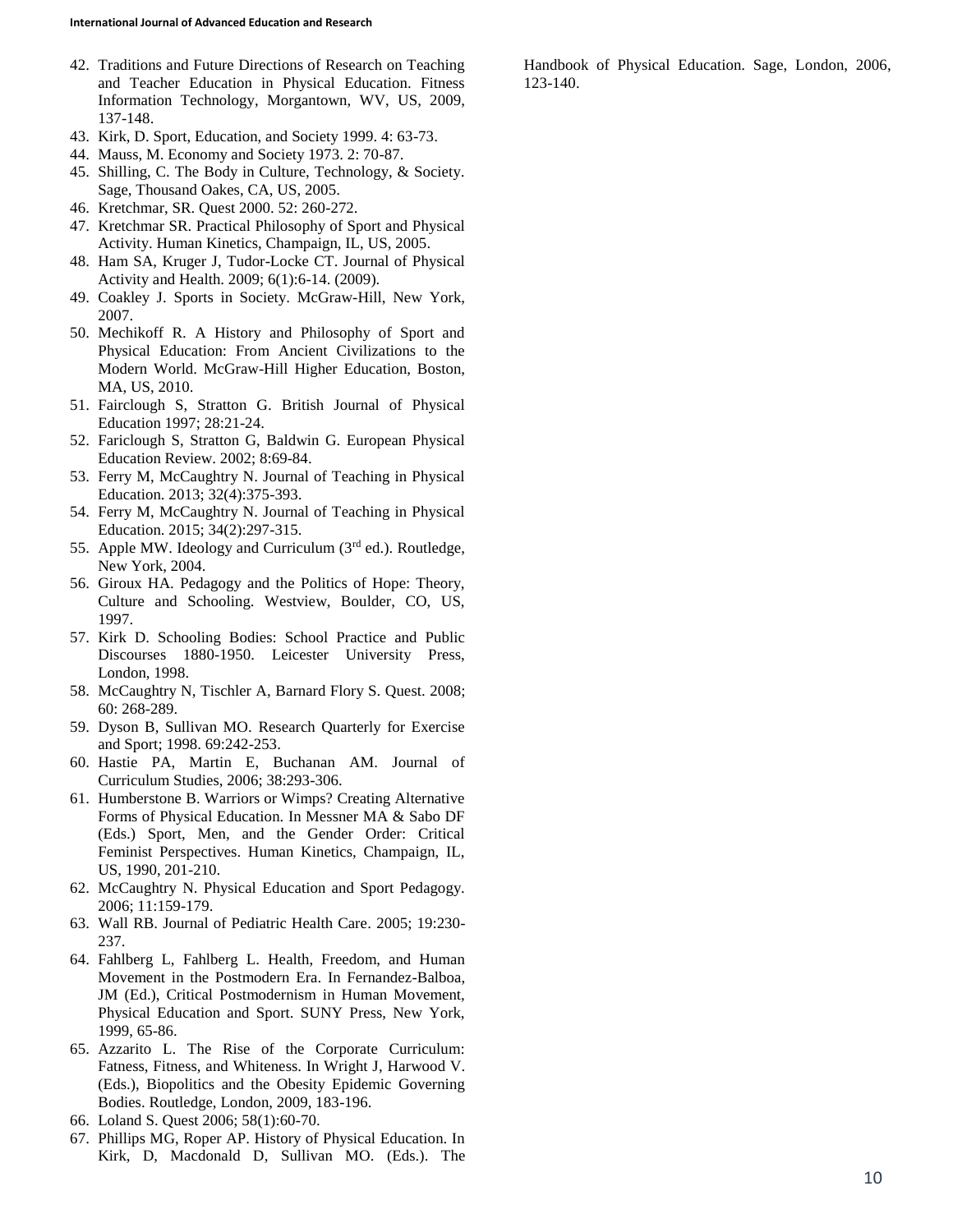42. Traditions and Future Directions of Research on Teaching and Teacher Education in Physical Education. Fitness Information Technology, Morgantown, WV, US, 2009, 137-148.
43. Kirk, D. Sport, Education, and Society 1999. 4: 63-73.
44. Mauss, M. Economy and Society 1973. 2: 70-87.
45. Shilling, C. The Body in Culture, Technology, & Society. Sage, Thousand Oakes, CA, US, 2005.
46. Kretchmar, SR. Quest 2000. 52: 260-272.
47. Kretchmar SR. Practical Philosophy of Sport and Physical Activity. Human Kinetics, Champaign, IL, US, 2005.
48. Ham SA, Kruger J, Tudor-Locke CT. Journal of Physical Activity and Health. 2009; 6(1):6-14. (2009).
49. Coakley J. Sports in Society. McGraw-Hill, New York, 2007.
50. Mechikoff R. A History and Philosophy of Sport and Physical Education: From Ancient Civilizations to the Modern World. McGraw-Hill Higher Education, Boston, MA, US, 2010.
51. Fairclough S, Stratton G. British Journal of Physical Education 1997; 28:21-24.
52. Fariclough S, Stratton G, Baldwin G. European Physical Education Review. 2002; 8:69-84.
53. Ferry M, McCaughtry N. Journal of Teaching in Physical Education. 2013; 32(4):375-393.
54. Ferry M, McCaughtry N. Journal of Teaching in Physical Education. 2015; 34(2):297-315.
55. Apple MW. Ideology and Curriculum (3rd ed.). Routledge, New York, 2004.
56. Giroux HA. Pedagogy and the Politics of Hope: Theory, Culture and Schooling. Westview, Boulder, CO, US, 1997.
57. Kirk D. Schooling Bodies: School Practice and Public Discourses 1880-1950. Leicester University Press, London, 1998.
58. McCaughtry N, Tischler A, Barnard Flory S. Quest. 2008; 60: 268-289.
59. Dyson B, Sullivan MO. Research Quarterly for Exercise and Sport; 1998. 69:242-253.
60. Hastie PA, Martin E, Buchanan AM. Journal of Curriculum Studies, 2006; 38:293-306.
61. Humberstone B. Warriors or Wimps? Creating Alternative Forms of Physical Education. In Messner MA & Sabo DF (Eds.) Sport, Men, and the Gender Order: Critical Feminist Perspectives. Human Kinetics, Champaign, IL, US, 1990, 201-210.
62. McCaughtry N. Physical Education and Sport Pedagogy. 2006; 11:159-179.
63. Wall RB. Journal of Pediatric Health Care. 2005; 19:230-237.
64. Fahlberg L, Fahlberg L. Health, Freedom, and Human Movement in the Postmodern Era. In Fernandez-Balboa, JM (Ed.), Critical Postmodernism in Human Movement, Physical Education and Sport. SUNY Press, New York, 1999, 65-86.
65. Azzarito L. The Rise of the Corporate Curriculum: Fatness, Fitness, and Whiteness. In Wright J, Harwood V. (Eds.), Biopolitics and the Obesity Epidemic Governing Bodies. Routledge, London, 2009, 183-196.
66. Loland S. Quest 2006; 58(1):60-70.
67. Phillips MG, Roper AP. History of Physical Education. In Kirk, D, Macdonald D, Sullivan MO. (Eds.). The Handbook of Physical Education. Sage, London, 2006, 123-140.